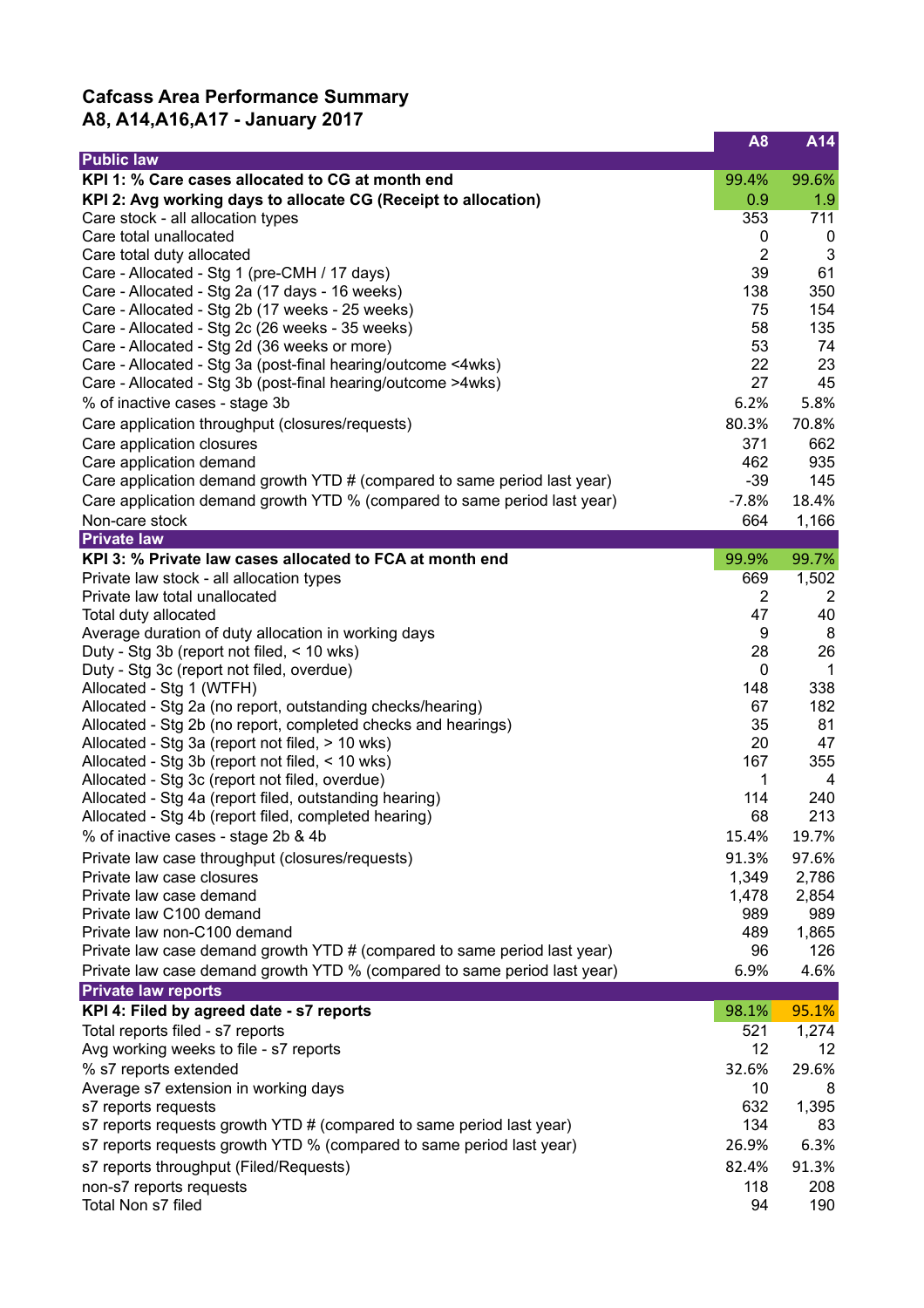# Cafcass Area Performance Summary
## A8, A14,A16,A17 - January 2017

| | A8 | A14 |
|---|---|---|
| **Public law** | | |
| **KPI 1: % Care cases allocated to CG at month end** | 99.4% | 99.6% |
| **KPI 2: Avg working days to allocate CG (Receipt to allocation)** | 0.9 | 1.9 |
| Care stock - all allocation types | 353 | 711 |
| Care total unallocated | 0 | 0 |
| Care total duty allocated | 2 | 3 |
| Care - Allocated - Stg 1 (pre-CMH / 17 days) | 39 | 61 |
| Care - Allocated - Stg 2a (17 days - 16 weeks) | 138 | 350 |
| Care - Allocated - Stg 2b (17 weeks - 25 weeks) | 75 | 154 |
| Care - Allocated - Stg 2c (26 weeks - 35 weeks) | 58 | 135 |
| Care - Allocated - Stg 2d (36 weeks or more) | 53 | 74 |
| Care - Allocated - Stg 3a (post-final hearing/outcome <4wks) | 22 | 23 |
| Care - Allocated - Stg 3b (post-final hearing/outcome >4wks) | 27 | 45 |
| % of inactive cases - stage 3b | 6.2% | 5.8% |
| Care application throughput (closures/requests) | 80.3% | 70.8% |
| Care application closures | 371 | 662 |
| Care application demand | 462 | 935 |
| Care application demand growth YTD # (compared to same period last year) | -39 | 145 |
| Care application demand growth YTD % (compared to same period last year) | -7.8% | 18.4% |
| Non-care stock | 664 | 1,166 |
| **Private law** | | |
| **KPI 3: % Private law cases allocated to FCA at month end** | 99.9% | 99.7% |
| Private law stock - all allocation types | 669 | 1,502 |
| Private law total unallocated | 2 | 2 |
| Total duty allocated | 47 | 40 |
| Average duration of duty allocation in working days | 9 | 8 |
| Duty - Stg 3b (report not filed, < 10 wks) | 28 | 26 |
| Duty - Stg 3c (report not filed, overdue) | 0 | 1 |
| Allocated - Stg 1 (WTFH) | 148 | 338 |
| Allocated - Stg 2a (no report, outstanding checks/hearing) | 67 | 182 |
| Allocated - Stg 2b (no report, completed checks and hearings) | 35 | 81 |
| Allocated - Stg 3a (report not filed, > 10 wks) | 20 | 47 |
| Allocated - Stg 3b (report not filed, < 10 wks) | 167 | 355 |
| Allocated - Stg 3c (report not filed, overdue) | 1 | 4 |
| Allocated - Stg 4a (report filed, outstanding hearing) | 114 | 240 |
| Allocated - Stg 4b (report filed, completed hearing) | 68 | 213 |
| % of inactive cases - stage 2b & 4b | 15.4% | 19.7% |
| Private law case throughput (closures/requests) | 91.3% | 97.6% |
| Private law case closures | 1,349 | 2,786 |
| Private law case demand | 1,478 | 2,854 |
| Private law C100 demand | 989 | 989 |
| Private law non-C100 demand | 489 | 1,865 |
| Private law case demand growth YTD # (compared to same period last year) | 96 | 126 |
| Private law case demand growth YTD % (compared to same period last year) | 6.9% | 4.6% |
| **Private law reports** | | |
| **KPI 4: Filed by agreed date - s7 reports** | 98.1% | 95.1% |
| Total reports filed - s7 reports | 521 | 1,274 |
| Avg working weeks to file - s7 reports | 12 | 12 |
| % s7 reports extended | 32.6% | 29.6% |
| Average s7 extension in working days | 10 | 8 |
| s7 reports requests | 632 | 1,395 |
| s7 reports requests growth YTD # (compared to same period last year) | 134 | 83 |
| s7 reports requests growth YTD % (compared to same period last year) | 26.9% | 6.3% |
| s7 reports throughput (Filed/Requests) | 82.4% | 91.3% |
| non-s7 reports requests | 118 | 208 |
| Total Non s7 filed | 94 | 190 |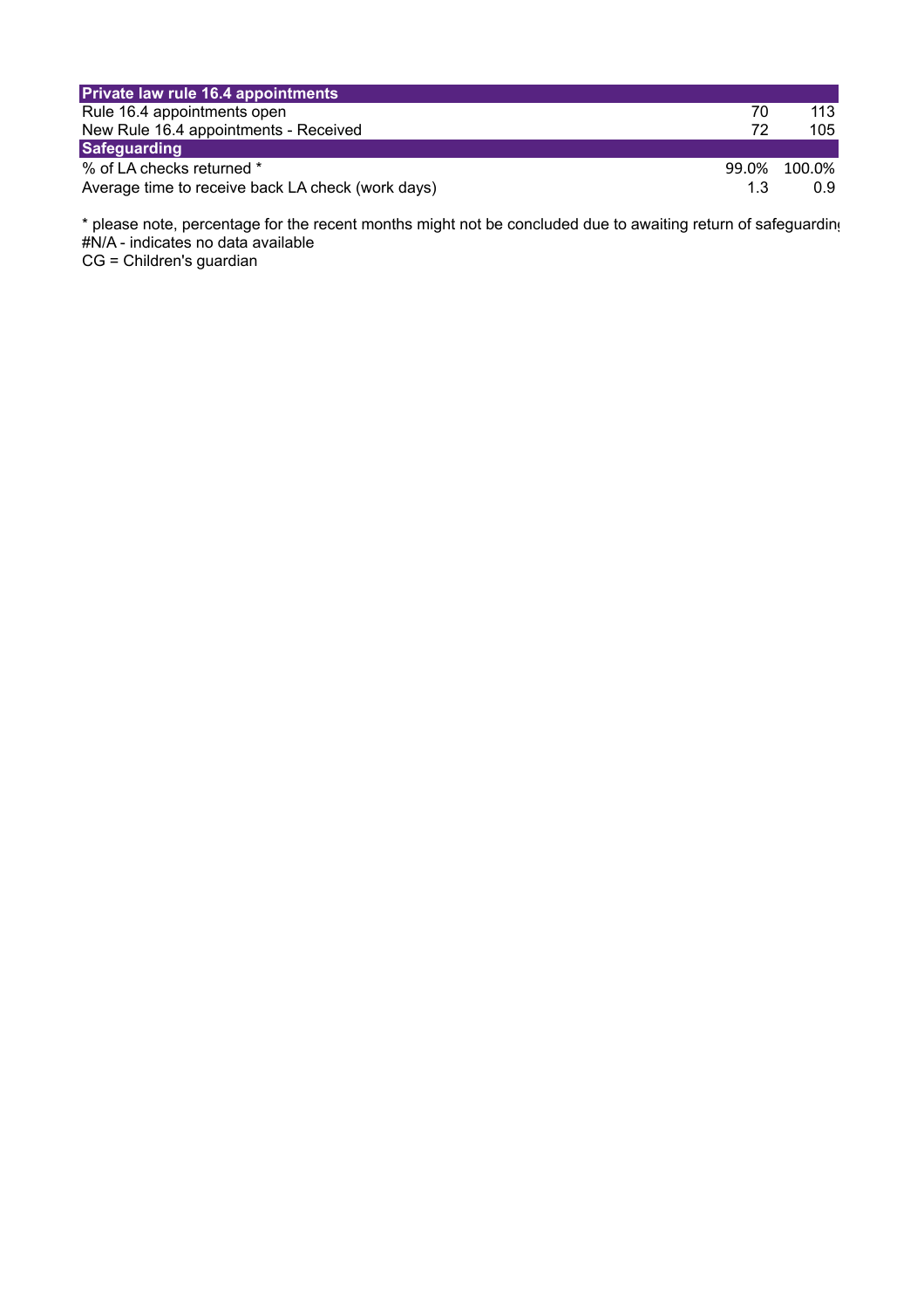| Private law rule 16.4 appointments | | |
|---|---|---|
| Rule 16.4 appointments open | 70 | 113 |
| New Rule 16.4 appointments - Received | 72 | 105 |
| **Safeguarding** | | |
| % of LA checks returned * | 99.0% | 100.0% |
| Average time to receive back LA check (work days) | 1.3 | 0.9 |

* please note, percentage for the recent months might not be concluded due to awaiting return of safeguarding
#N/A - indicates no data available
CG = Children's guardian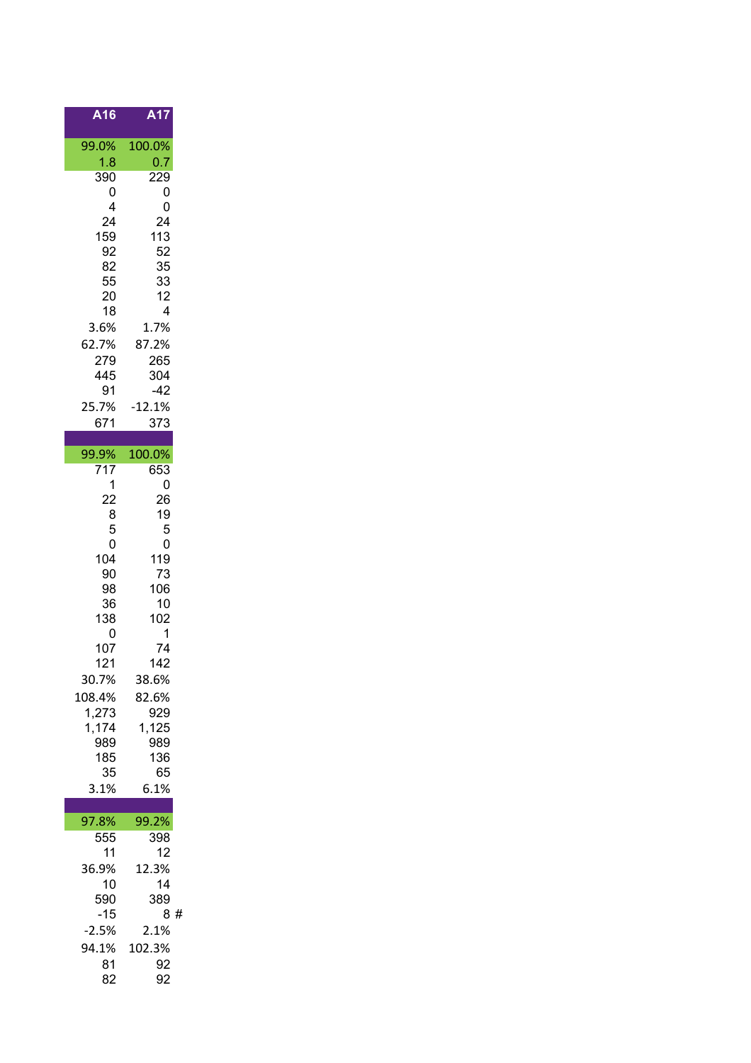| A16 | A17 |
|---|---|
| | |
| 99.0% | 100.0% |
| 1.8 | 0.7 |
| 390 | 229 |
| 0 | 0 |
| 4 | 0 |
| 24 | 24 |
| 159 | 113 |
| 92 | 52 |
| 82 | 35 |
| 55 | 33 |
| 20 | 12 |
| 18 | 4 |
| 3.6% | 1.7% |
| 62.7% | 87.2% |
| 279 | 265 |
| 445 | 304 |
| 91 | -42 |
| 25.7% | -12.1% |
| 671 | 373 |
| | |
| 99.9% | 100.0% |
| 717 | 653 |
| 1 | 0 |
| 22 | 26 |
| 8 | 19 |
| 5 | 5 |
| 0 | 0 |
| 104 | 119 |
| 90 | 73 |
| 98 | 106 |
| 36 | 10 |
| 138 | 102 |
| 0 | 1 |
| 107 | 74 |
| 121 | 142 |
| 30.7% | 38.6% |
| 108.4% | 82.6% |
| 1,273 | 929 |
| 1,174 | 1,125 |
| 989 | 989 |
| 185 | 136 |
| 35 | 65 |
| 3.1% | 6.1% |
| | |
| 97.8% | 99.2% |
| 555 | 398 |
| 11 | 12 |
| 36.9% | 12.3% |
| 10 | 14 |
| 590 | 389 |
| -15 | 8 # |
| -2.5% | 2.1% |
| 94.1% | 102.3% |
| 81 | 92 |
| 82 | 92 |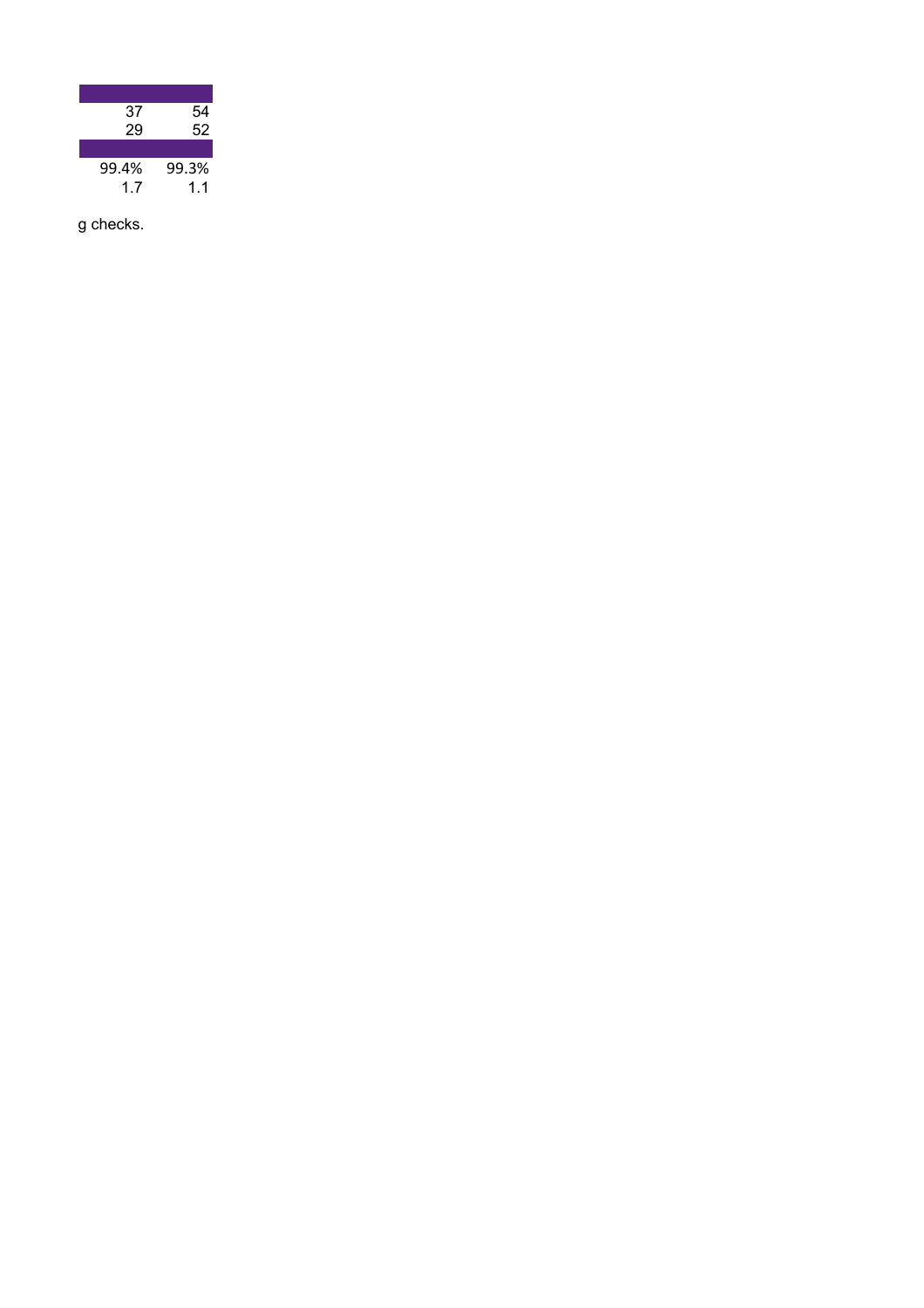| | |
|---|---|
| 37 | 54 |
| 29 | 52 |
| | |
| 99.4% | 99.3% |
| 1.7 | 1.1 |

g checks.